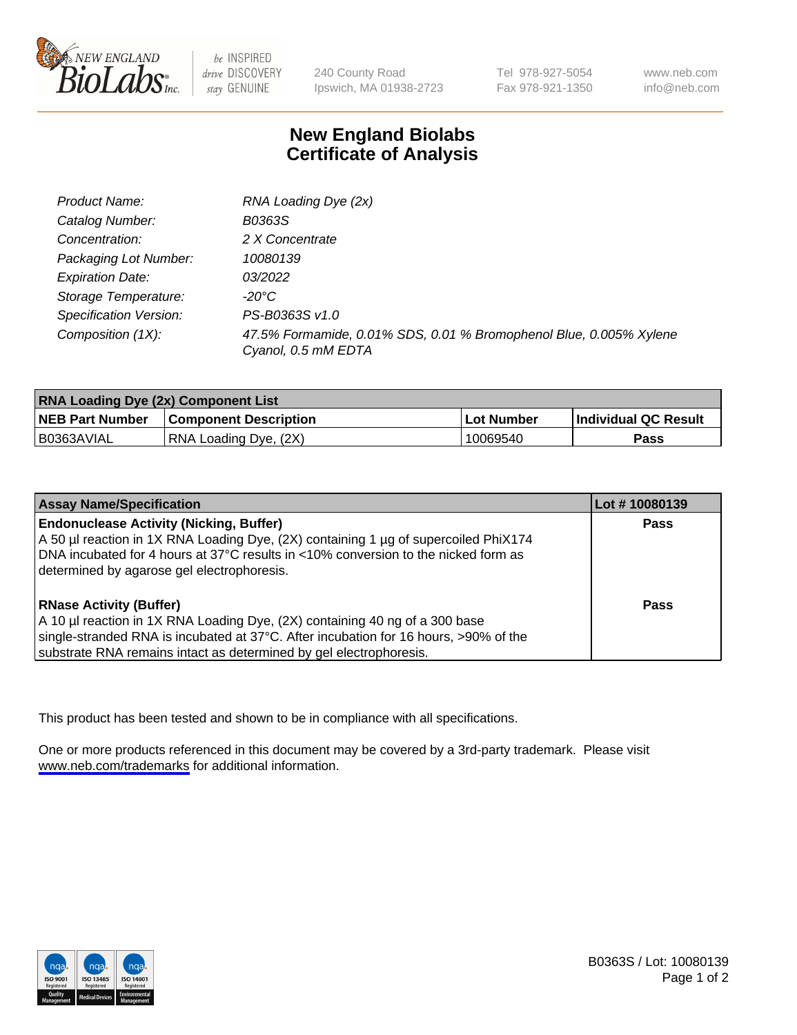# New England Biolabs Certificate of Analysis

| | |
|---|---|
| Product Name: | RNA Loading Dye (2x) |
| Catalog Number: | B0363S |
| Concentration: | 2 X Concentrate |
| Packaging Lot Number: | 10080139 |
| Expiration Date: | 03/2022 |
| Storage Temperature: | -20°C |
| Specification Version: | PS-B0363S v1.0 |
| Composition (1X): | 47.5% Formamide, 0.01% SDS, 0.01 % Bromophenol Blue, 0.005% Xylene Cyanol, 0.5 mM EDTA |

| RNA Loading Dye (2x) Component List | | | |
|---|---|---|---|
| **NEB Part Number** | **Component Description** | **Lot Number** | **Individual QC Result** |
| B0363AVIAL | RNA Loading Dye, (2X) | 10069540 | **Pass** |

| Assay Name/Specification | Lot # 10080139 |
|---|---|
| **Endonuclease Activity (Nicking, Buffer)**<br>A 50 µl reaction in 1X RNA Loading Dye, (2X) containing 1 µg of supercoiled PhiX174 DNA incubated for 4 hours at 37°C results in <10% conversion to the nicked form as determined by agarose gel electrophoresis. | **Pass** |
| **RNase Activity (Buffer)**<br>A 10 µl reaction in 1X RNA Loading Dye, (2X) containing 40 ng of a 300 base single-stranded RNA is incubated at 37°C. After incubation for 16 hours, >90% of the substrate RNA remains intact as determined by gel electrophoresis. | **Pass** |

This product has been tested and shown to be in compliance with all specifications.

One or more products referenced in this document may be covered by a 3rd-party trademark. Please visit www.neb.com/trademarks for additional information.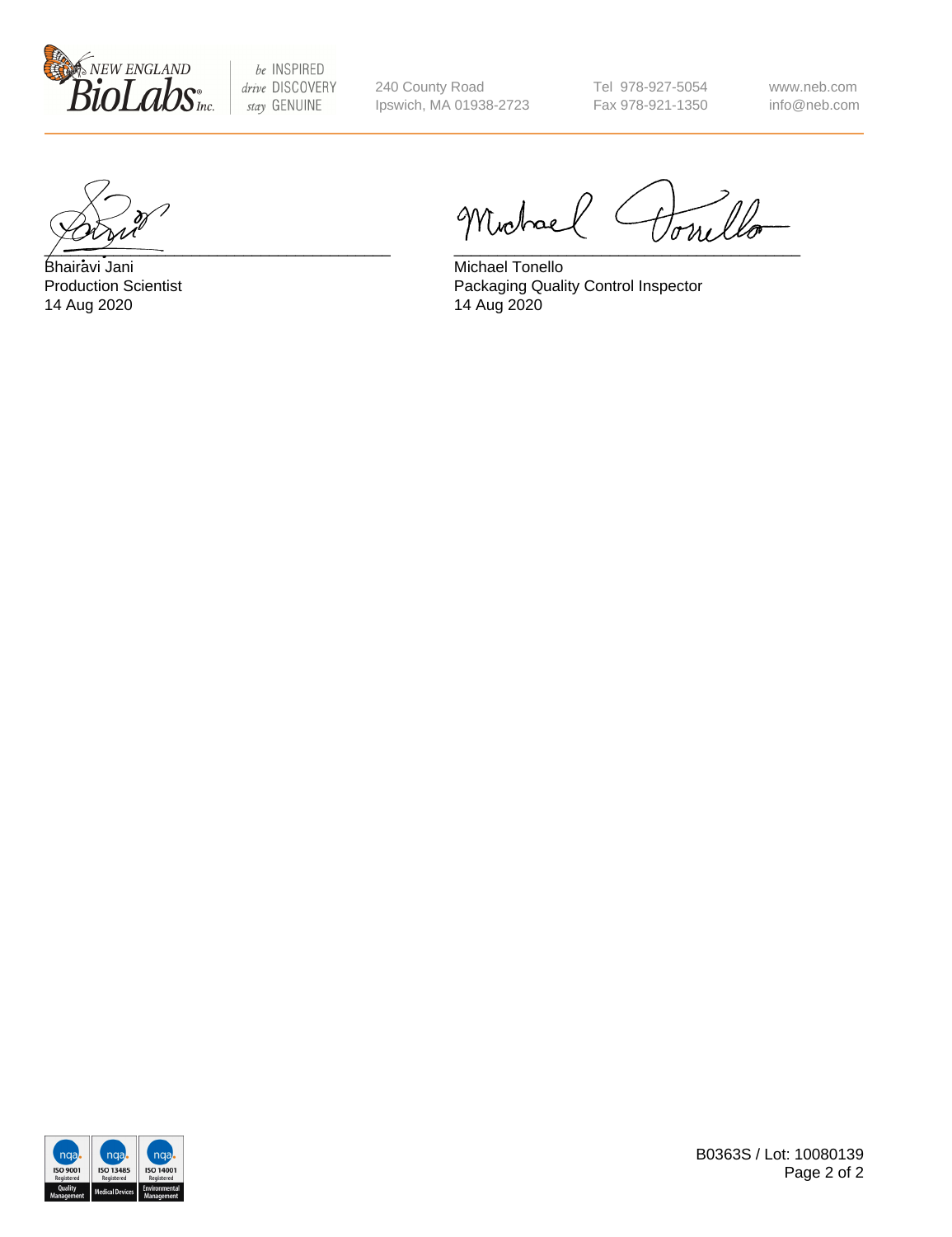NEW ENGLAND BioLabs Inc.

be INSPIRED
drive DISCOVERY
stay GENUINE

240 County Road
Ipswich, MA 01938-2723

Tel 978-927-5054
Fax 978-921-1350

www.neb.com
info@neb.com

Bhairavi Jani
Production Scientist
14 Aug 2020

Michael Tonello
Packaging Quality Control Inspector
14 Aug 2020

nqa ISO 9001 Registered Quality Management
nqa ISO 13485 Registered Medical Devices
nqa ISO 14001 Registered Environmental Management

B0363S / Lot: 10080139